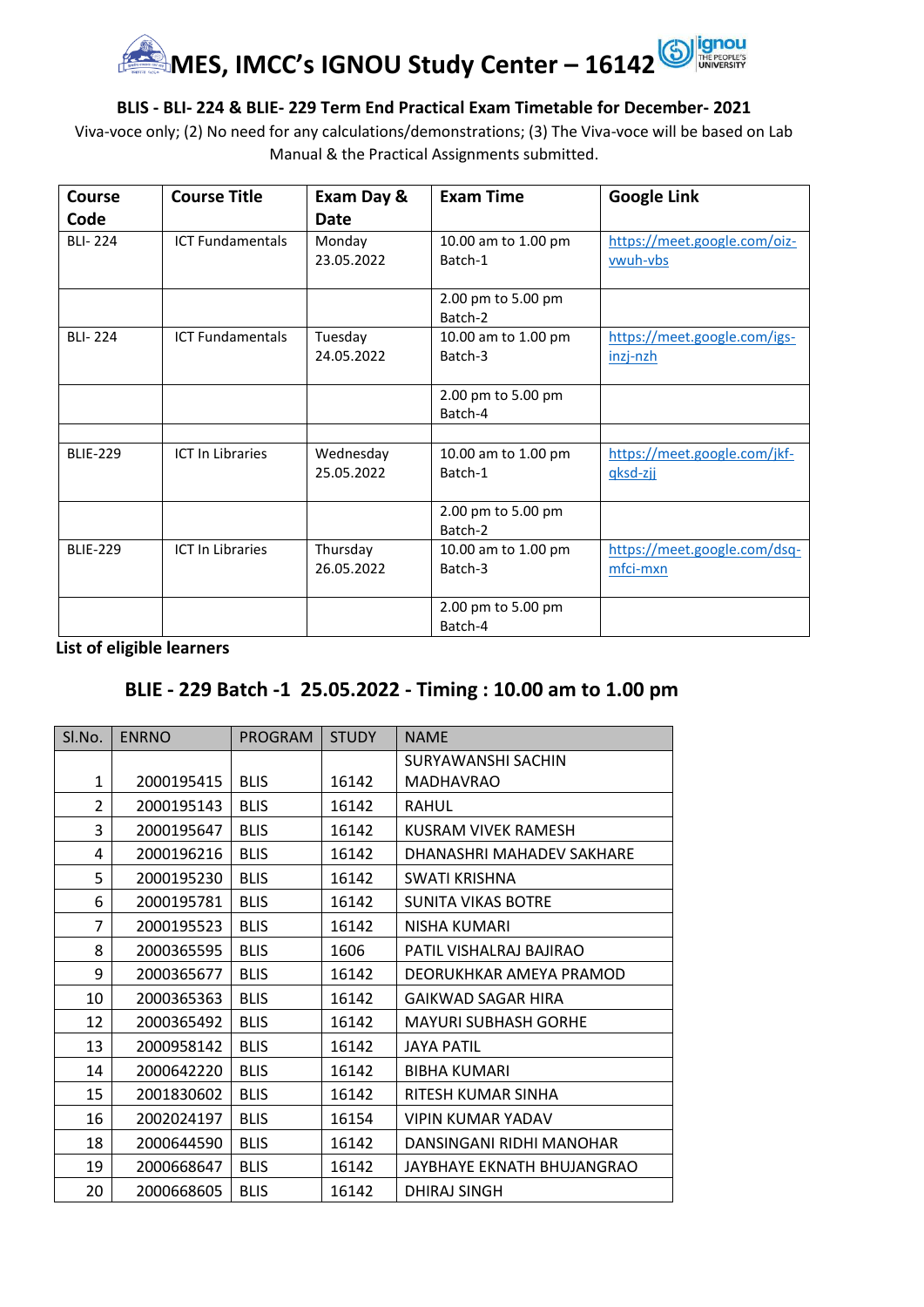# MES, IMCC's IGNOU Study Center – 16142

**BLIS - BLI- 224 & BLIE- 229 Term End Practical Exam Timetable for December- 2021**

Viva-voce only; (2) No need for any calculations/demonstrations; (3) The Viva-voce will be based on Lab Manual & the Practical Assignments submitted.

| Course Code | Course Title | Exam Day & Date | Exam Time | Google Link |
|---|---|---|---|---|
| BLI- 224 | ICT Fundamentals | Monday 23.05.2022 | 10.00 am to 1.00 pm Batch-1 | https://meet.google.com/oiz-vwuh-vbs |
| | | | 2.00 pm to 5.00 pm Batch-2 | |
| BLI- 224 | ICT Fundamentals | Tuesday 24.05.2022 | 10.00 am to 1.00 pm Batch-3 | https://meet.google.com/igs-inzj-nzh |
| | | | 2.00 pm to 5.00 pm Batch-4 | |
| | | | | |
| BLIE-229 | ICT In Libraries | Wednesday 25.05.2022 | 10.00 am to 1.00 pm Batch-1 | https://meet.google.com/jkf-qksd-zjj |
| | | | 2.00 pm to 5.00 pm Batch-2 | |
| BLIE-229 | ICT In Libraries | Thursday 26.05.2022 | 10.00 am to 1.00 pm Batch-3 | https://meet.google.com/dsq-mfci-mxn |
| | | | 2.00 pm to 5.00 pm Batch-4 | |

**List of eligible learners**

## BLIE - 229 Batch -1 25.05.2022 - Timing : 10.00 am to 1.00 pm

| Sl.No. | ENRNO | PROGRAM | STUDY | NAME |
|---|---|---|---|---|
| 1 | 2000195415 | BLIS | 16142 | SURYAWANSHI SACHIN MADHAVRAO |
| 2 | 2000195143 | BLIS | 16142 | RAHUL |
| 3 | 2000195647 | BLIS | 16142 | KUSRAM VIVEK RAMESH |
| 4 | 2000196216 | BLIS | 16142 | DHANASHRI MAHADEV SAKHARE |
| 5 | 2000195230 | BLIS | 16142 | SWATI KRISHNA |
| 6 | 2000195781 | BLIS | 16142 | SUNITA VIKAS BOTRE |
| 7 | 2000195523 | BLIS | 16142 | NISHA KUMARI |
| 8 | 2000365595 | BLIS | 1606 | PATIL VISHALRAJ BAJIRAO |
| 9 | 2000365677 | BLIS | 16142 | DEORUKHKAR AMEYA PRAMOD |
| 10 | 2000365363 | BLIS | 16142 | GAIKWAD SAGAR HIRA |
| 12 | 2000365492 | BLIS | 16142 | MAYURI SUBHASH GORHE |
| 13 | 2000958142 | BLIS | 16142 | JAYA PATIL |
| 14 | 2000642220 | BLIS | 16142 | BIBHA KUMARI |
| 15 | 2001830602 | BLIS | 16142 | RITESH KUMAR SINHA |
| 16 | 2002024197 | BLIS | 16154 | VIPIN KUMAR YADAV |
| 18 | 2000644590 | BLIS | 16142 | DANSINGANI RIDHI MANOHAR |
| 19 | 2000668647 | BLIS | 16142 | JAYBHAYE EKNATH BHUJANGRAO |
| 20 | 2000668605 | BLIS | 16142 | DHIRAJ SINGH |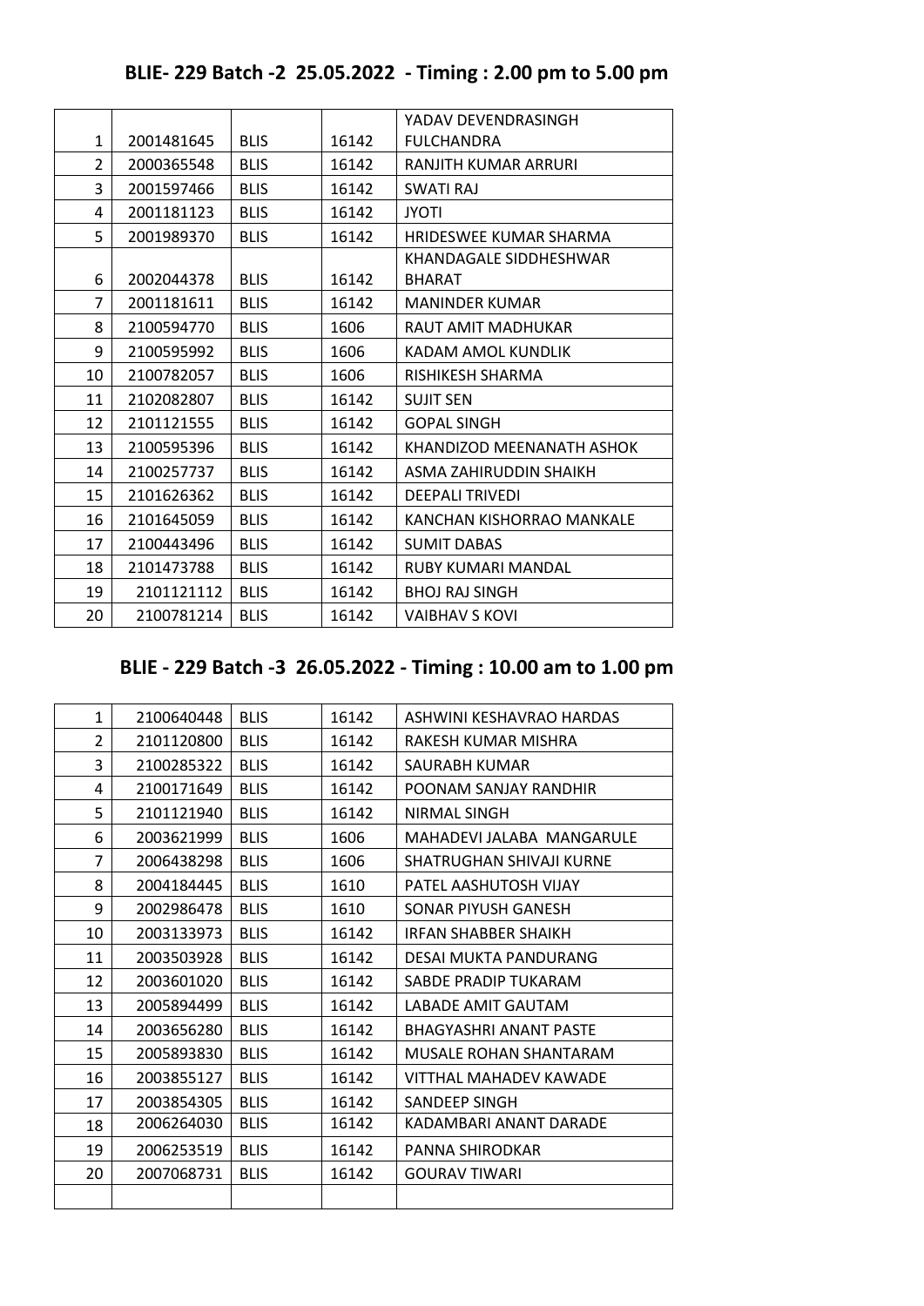## BLIE- 229 Batch -2 25.05.2022 - Timing : 2.00 pm to 5.00 pm

| | | | | |
|---|---|---|---|---|
| 1 | 2001481645 | BLIS | 16142 | YADAV DEVENDRASINGH FULCHANDRA |
| 2 | 2000365548 | BLIS | 16142 | RANJITH KUMAR ARRURI |
| 3 | 2001597466 | BLIS | 16142 | SWATI RAJ |
| 4 | 2001181123 | BLIS | 16142 | JYOTI |
| 5 | 2001989370 | BLIS | 16142 | HRIDESWEE KUMAR SHARMA |
| 6 | 2002044378 | BLIS | 16142 | KHANDAGALE SIDDHESHWAR BHARAT |
| 7 | 2001181611 | BLIS | 16142 | MANINDER KUMAR |
| 8 | 2100594770 | BLIS | 1606 | RAUT AMIT MADHUKAR |
| 9 | 2100595992 | BLIS | 1606 | KADAM AMOL KUNDLIK |
| 10 | 2100782057 | BLIS | 1606 | RISHIKESH SHARMA |
| 11 | 2102082807 | BLIS | 16142 | SUJIT SEN |
| 12 | 2101121555 | BLIS | 16142 | GOPAL SINGH |
| 13 | 2100595396 | BLIS | 16142 | KHANDIZOD MEENANATH ASHOK |
| 14 | 2100257737 | BLIS | 16142 | ASMA ZAHIRUDDIN SHAIKH |
| 15 | 2101626362 | BLIS | 16142 | DEEPALI TRIVEDI |
| 16 | 2101645059 | BLIS | 16142 | KANCHAN KISHORRAO MANKALE |
| 17 | 2100443496 | BLIS | 16142 | SUMIT DABAS |
| 18 | 2101473788 | BLIS | 16142 | RUBY KUMARI MANDAL |
| 19 | 2101121112 | BLIS | 16142 | BHOJ RAJ SINGH |
| 20 | 2100781214 | BLIS | 16142 | VAIBHAV S KOVI |

## BLIE - 229 Batch -3 26.05.2022 - Timing : 10.00 am to 1.00 pm

| | | | | |
|---|---|---|---|---|
| 1 | 2100640448 | BLIS | 16142 | ASHWINI KESHAVRAO HARDAS |
| 2 | 2101120800 | BLIS | 16142 | RAKESH KUMAR MISHRA |
| 3 | 2100285322 | BLIS | 16142 | SAURABH KUMAR |
| 4 | 2100171649 | BLIS | 16142 | POONAM SANJAY RANDHIR |
| 5 | 2101121940 | BLIS | 16142 | NIRMAL SINGH |
| 6 | 2003621999 | BLIS | 1606 | MAHADEVI JALABA MANGARULE |
| 7 | 2006438298 | BLIS | 1606 | SHATRUGHAN SHIVAJI KURNE |
| 8 | 2004184445 | BLIS | 1610 | PATEL AASHUTOSH VIJAY |
| 9 | 2002986478 | BLIS | 1610 | SONAR PIYUSH GANESH |
| 10 | 2003133973 | BLIS | 16142 | IRFAN SHABBER SHAIKH |
| 11 | 2003503928 | BLIS | 16142 | DESAI MUKTA PANDURANG |
| 12 | 2003601020 | BLIS | 16142 | SABDE PRADIP TUKARAM |
| 13 | 2005894499 | BLIS | 16142 | LABADE AMIT GAUTAM |
| 14 | 2003656280 | BLIS | 16142 | BHAGYASHRI ANANT PASTE |
| 15 | 2005893830 | BLIS | 16142 | MUSALE ROHAN SHANTARAM |
| 16 | 2003855127 | BLIS | 16142 | VITTHAL MAHADEV KAWADE |
| 17 | 2003854305 | BLIS | 16142 | SANDEEP SINGH |
| 18 | 2006264030 | BLIS | 16142 | KADAMBARI ANANT DARADE |
| 19 | 2006253519 | BLIS | 16142 | PANNA SHIRODKAR |
| 20 | 2007068731 | BLIS | 16142 | GOURAV TIWARI |
| | | | | |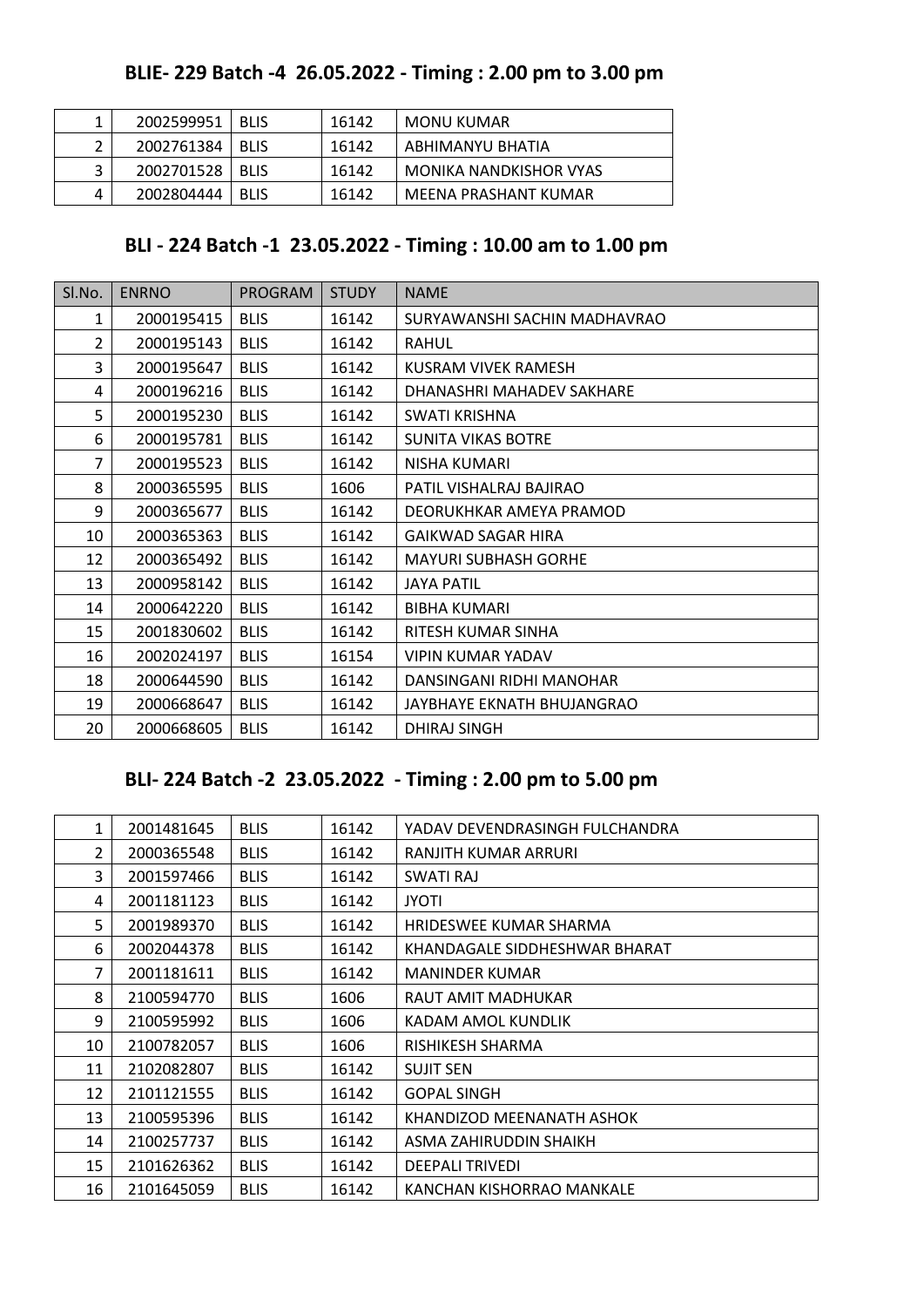### BLIE- 229 Batch -4 26.05.2022 - Timing : 2.00 pm to 3.00 pm

| | | | | |
|---|---|---|---|---|
| 1 | 2002599951 | BLIS | 16142 | MONU KUMAR |
| 2 | 2002761384 | BLIS | 16142 | ABHIMANYU BHATIA |
| 3 | 2002701528 | BLIS | 16142 | MONIKA NANDKISHOR VYAS |
| 4 | 2002804444 | BLIS | 16142 | MEENA PRASHANT KUMAR |

### BLI - 224 Batch -1 23.05.2022 - Timing : 10.00 am to 1.00 pm

| Sl.No. | ENRNO | PROGRAM | STUDY | NAME |
|---|---|---|---|---|
| 1 | 2000195415 | BLIS | 16142 | SURYAWANSHI SACHIN MADHAVRAO |
| 2 | 2000195143 | BLIS | 16142 | RAHUL |
| 3 | 2000195647 | BLIS | 16142 | KUSRAM VIVEK RAMESH |
| 4 | 2000196216 | BLIS | 16142 | DHANASHRI MAHADEV SAKHARE |
| 5 | 2000195230 | BLIS | 16142 | SWATI KRISHNA |
| 6 | 2000195781 | BLIS | 16142 | SUNITA VIKAS BOTRE |
| 7 | 2000195523 | BLIS | 16142 | NISHA KUMARI |
| 8 | 2000365595 | BLIS | 1606 | PATIL VISHALRAJ BAJIRAO |
| 9 | 2000365677 | BLIS | 16142 | DEORUKHKAR AMEYA PRAMOD |
| 10 | 2000365363 | BLIS | 16142 | GAIKWAD SAGAR HIRA |
| 12 | 2000365492 | BLIS | 16142 | MAYURI SUBHASH GORHE |
| 13 | 2000958142 | BLIS | 16142 | JAYA PATIL |
| 14 | 2000642220 | BLIS | 16142 | BIBHA KUMARI |
| 15 | 2001830602 | BLIS | 16142 | RITESH KUMAR SINHA |
| 16 | 2002024197 | BLIS | 16154 | VIPIN KUMAR YADAV |
| 18 | 2000644590 | BLIS | 16142 | DANSINGANI RIDHI MANOHAR |
| 19 | 2000668647 | BLIS | 16142 | JAYBHAYE EKNATH BHUJANGRAO |
| 20 | 2000668605 | BLIS | 16142 | DHIRAJ SINGH |

### BLI- 224 Batch -2 23.05.2022 - Timing : 2.00 pm to 5.00 pm

| | | | | |
|---|---|---|---|---|
| 1 | 2001481645 | BLIS | 16142 | YADAV DEVENDRASINGH FULCHANDRA |
| 2 | 2000365548 | BLIS | 16142 | RANJITH KUMAR ARRURI |
| 3 | 2001597466 | BLIS | 16142 | SWATI RAJ |
| 4 | 2001181123 | BLIS | 16142 | JYOTI |
| 5 | 2001989370 | BLIS | 16142 | HRIDESWEE KUMAR SHARMA |
| 6 | 2002044378 | BLIS | 16142 | KHANDAGALE SIDDHESHWAR BHARAT |
| 7 | 2001181611 | BLIS | 16142 | MANINDER KUMAR |
| 8 | 2100594770 | BLIS | 1606 | RAUT AMIT MADHUKAR |
| 9 | 2100595992 | BLIS | 1606 | KADAM AMOL KUNDLIK |
| 10 | 2100782057 | BLIS | 1606 | RISHIKESH SHARMA |
| 11 | 2102082807 | BLIS | 16142 | SUJIT SEN |
| 12 | 2101121555 | BLIS | 16142 | GOPAL SINGH |
| 13 | 2100595396 | BLIS | 16142 | KHANDIZOD MEENANATH ASHOK |
| 14 | 2100257737 | BLIS | 16142 | ASMA ZAHIRUDDIN SHAIKH |
| 15 | 2101626362 | BLIS | 16142 | DEEPALI TRIVEDI |
| 16 | 2101645059 | BLIS | 16142 | KANCHAN KISHORRAO MANKALE |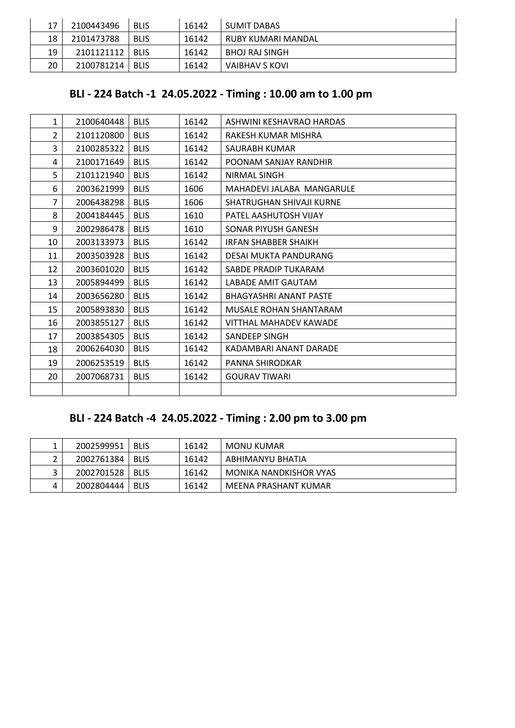| | | | | |
|---|---|---|---|---|
| 17 | 2100443496 | BLIS | 16142 | SUMIT DABAS |
| 18 | 2101473788 | BLIS | 16142 | RUBY KUMARI MANDAL |
| 19 | 2101121112 | BLIS | 16142 | BHOJ RAJ SINGH |
| 20 | 2100781214 | BLIS | 16142 | VAIBHAV S KOVI |

## BLI - 224 Batch -1 24.05.2022 - Timing : 10.00 am to 1.00 pm

| | | | | |
|---|---|---|---|---|
| 1 | 2100640448 | BLIS | 16142 | ASHWINI KESHAVRAO HARDAS |
| 2 | 2101120800 | BLIS | 16142 | RAKESH KUMAR MISHRA |
| 3 | 2100285322 | BLIS | 16142 | SAURABH KUMAR |
| 4 | 2100171649 | BLIS | 16142 | POONAM SANJAY RANDHIR |
| 5 | 2101121940 | BLIS | 16142 | NIRMAL SINGH |
| 6 | 2003621999 | BLIS | 1606 | MAHADEVI JALABA MANGARULE |
| 7 | 2006438298 | BLIS | 1606 | SHATRUGHAN SHIVAJI KURNE |
| 8 | 2004184445 | BLIS | 1610 | PATEL AASHUTOSH VIJAY |
| 9 | 2002986478 | BLIS | 1610 | SONAR PIYUSH GANESH |
| 10 | 2003133973 | BLIS | 16142 | IRFAN SHABBER SHAIKH |
| 11 | 2003503928 | BLIS | 16142 | DESAI MUKTA PANDURANG |
| 12 | 2003601020 | BLIS | 16142 | SABDE PRADIP TUKARAM |
| 13 | 2005894499 | BLIS | 16142 | LABADE AMIT GAUTAM |
| 14 | 2003656280 | BLIS | 16142 | BHAGYASHRI ANANT PASTE |
| 15 | 2005893830 | BLIS | 16142 | MUSALE ROHAN SHANTARAM |
| 16 | 2003855127 | BLIS | 16142 | VITTHAL MAHADEV KAWADE |
| 17 | 2003854305 | BLIS | 16142 | SANDEEP SINGH |
| 18 | 2006264030 | BLIS | 16142 | KADAMBARI ANANT DARADE |
| 19 | 2006253519 | BLIS | 16142 | PANNA SHIRODKAR |
| 20 | 2007068731 | BLIS | 16142 | GOURAV TIWARI |
| | | | | |

## BLI - 224 Batch -4 24.05.2022 - Timing : 2.00 pm to 3.00 pm

| | | | | |
|---|---|---|---|---|
| 1 | 2002599951 | BLIS | 16142 | MONU KUMAR |
| 2 | 2002761384 | BLIS | 16142 | ABHIMANYU BHATIA |
| 3 | 2002701528 | BLIS | 16142 | MONIKA NANDKISHOR VYAS |
| 4 | 2002804444 | BLIS | 16142 | MEENA PRASHANT KUMAR |